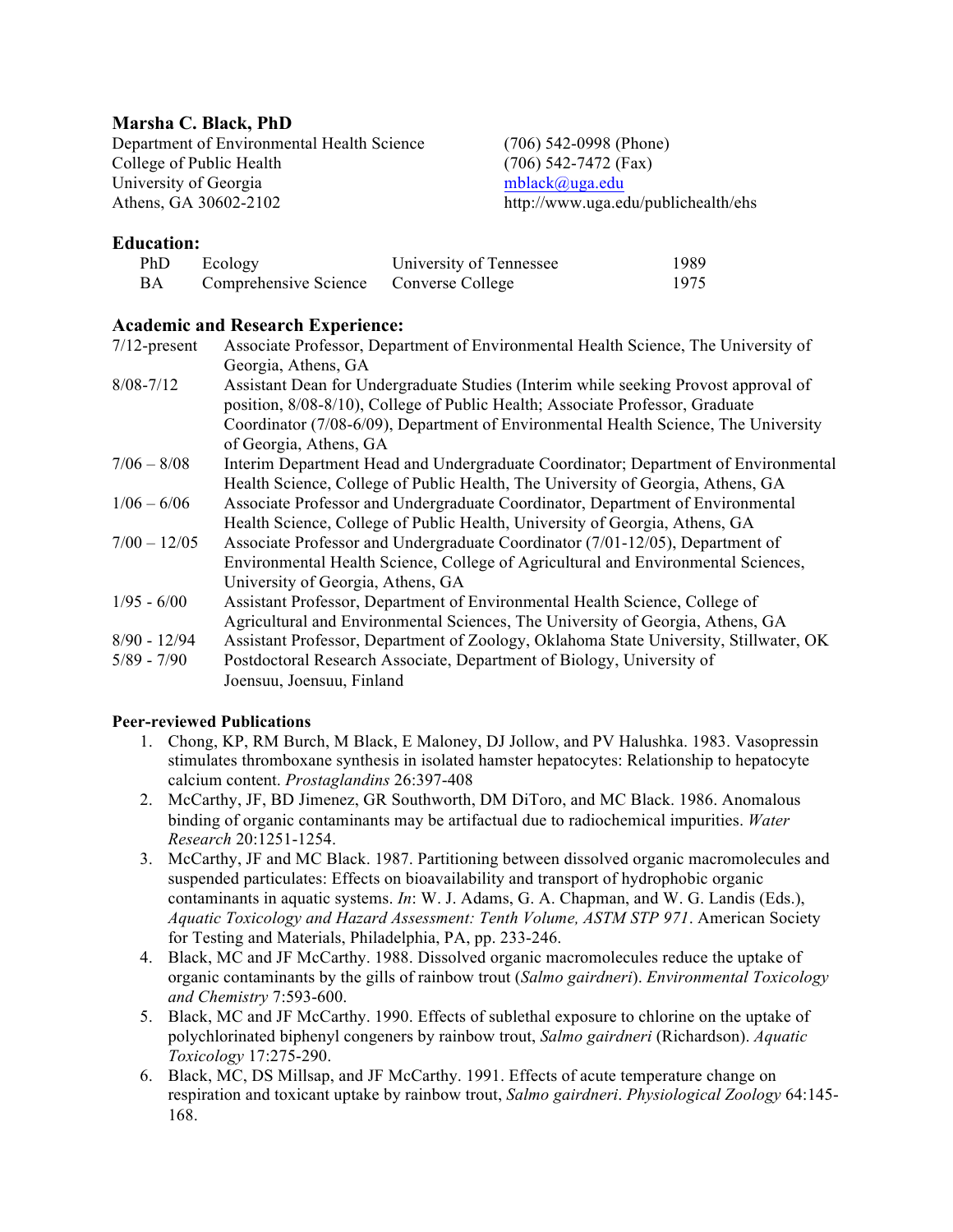# Marsha C. Black, PhD

Department of Environmental Health Science
College of Public Health
University of Georgia
Athens, GA 30602-2102

(706) 542-0998 (Phone)
(706) 542-7472 (Fax)
mblack@uga.edu
http://www.uga.edu/publichealth/ehs

## Education:

| | | | |
|---|---|---|---|
| PhD | Ecology | University of Tennessee | 1989 |
| BA | Comprehensive Science | Converse College | 1975 |

## Academic and Research Experience:

| | |
|---|---|
| 7/12-present | Associate Professor, Department of Environmental Health Science, The University of Georgia, Athens, GA |
| 8/08-7/12 | Assistant Dean for Undergraduate Studies (Interim while seeking Provost approval of position, 8/08-8/10), College of Public Health; Associate Professor, Graduate Coordinator (7/08-6/09), Department of Environmental Health Science, The University of Georgia, Athens, GA |
| 7/06 – 8/08 | Interim Department Head and Undergraduate Coordinator; Department of Environmental Health Science, College of Public Health, The University of Georgia, Athens, GA |
| 1/06 – 6/06 | Associate Professor and Undergraduate Coordinator, Department of Environmental Health Science, College of Public Health, University of Georgia, Athens, GA |
| 7/00 – 12/05 | Associate Professor and Undergraduate Coordinator (7/01-12/05), Department of Environmental Health Science, College of Agricultural and Environmental Sciences, University of Georgia, Athens, GA |
| 1/95 - 6/00 | Assistant Professor, Department of Environmental Health Science, College of Agricultural and Environmental Sciences, The University of Georgia, Athens, GA |
| 8/90 - 12/94 | Assistant Professor, Department of Zoology, Oklahoma State University, Stillwater, OK |
| 5/89 - 7/90 | Postdoctoral Research Associate, Department of Biology, University of Joensuu, Joensuu, Finland |

### Peer-reviewed Publications

1. Chong, KP, RM Burch, M Black, E Maloney, DJ Jollow, and PV Halushka. 1983. Vasopressin stimulates thromboxane synthesis in isolated hamster hepatocytes: Relationship to hepatocyte calcium content. *Prostaglandins* 26:397-408
2. McCarthy, JF, BD Jimenez, GR Southworth, DM DiToro, and MC Black. 1986. Anomalous binding of organic contaminants may be artifactual due to radiochemical impurities. *Water Research* 20:1251-1254.
3. McCarthy, JF and MC Black. 1987. Partitioning between dissolved organic macromolecules and suspended particulates: Effects on bioavailability and transport of hydrophobic organic contaminants in aquatic systems. *In*: W. J. Adams, G. A. Chapman, and W. G. Landis (Eds.), *Aquatic Toxicology and Hazard Assessment: Tenth Volume, ASTM STP 971*. American Society for Testing and Materials, Philadelphia, PA, pp. 233-246.
4. Black, MC and JF McCarthy. 1988. Dissolved organic macromolecules reduce the uptake of organic contaminants by the gills of rainbow trout (*Salmo gairdneri*). *Environmental Toxicology and Chemistry* 7:593-600.
5. Black, MC and JF McCarthy. 1990. Effects of sublethal exposure to chlorine on the uptake of polychlorinated biphenyl congeners by rainbow trout, *Salmo gairdneri* (Richardson). *Aquatic Toxicology* 17:275-290.
6. Black, MC, DS Millsap, and JF McCarthy. 1991. Effects of acute temperature change on respiration and toxicant uptake by rainbow trout, *Salmo gairdneri*. *Physiological Zoology* 64:145-168.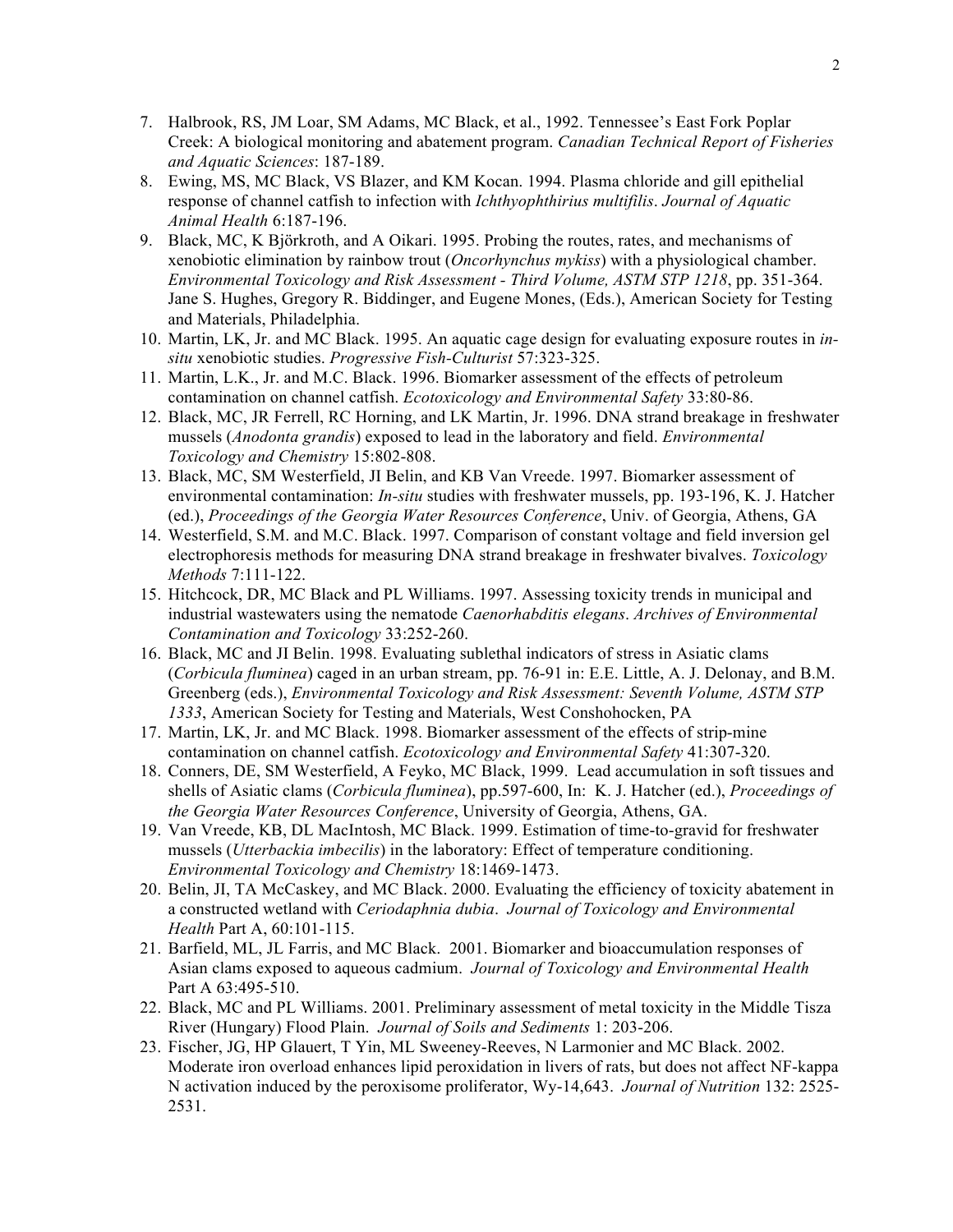7. Halbrook, RS, JM Loar, SM Adams, MC Black, et al., 1992. Tennessee's East Fork Poplar Creek: A biological monitoring and abatement program. *Canadian Technical Report of Fisheries and Aquatic Sciences*: 187-189.
8. Ewing, MS, MC Black, VS Blazer, and KM Kocan. 1994. Plasma chloride and gill epithelial response of channel catfish to infection with *Ichthyophthirius multifilis*. *Journal of Aquatic Animal Health* 6:187-196.
9. Black, MC, K Björkroth, and A Oikari. 1995. Probing the routes, rates, and mechanisms of xenobiotic elimination by rainbow trout (*Oncorhynchus mykiss*) with a physiological chamber. *Environmental Toxicology and Risk Assessment - Third Volume, ASTM STP 1218*, pp. 351-364. Jane S. Hughes, Gregory R. Biddinger, and Eugene Mones, (Eds.), American Society for Testing and Materials, Philadelphia.
10. Martin, LK, Jr. and MC Black. 1995. An aquatic cage design for evaluating exposure routes in *in-situ* xenobiotic studies. *Progressive Fish-Culturist* 57:323-325.
11. Martin, L.K., Jr. and M.C. Black. 1996. Biomarker assessment of the effects of petroleum contamination on channel catfish. *Ecotoxicology and Environmental Safety* 33:80-86.
12. Black, MC, JR Ferrell, RC Horning, and LK Martin, Jr. 1996. DNA strand breakage in freshwater mussels (*Anodonta grandis*) exposed to lead in the laboratory and field. *Environmental Toxicology and Chemistry* 15:802-808.
13. Black, MC, SM Westerfield, JI Belin, and KB Van Vreede. 1997. Biomarker assessment of environmental contamination: *In-situ* studies with freshwater mussels, pp. 193-196, K. J. Hatcher (ed.), *Proceedings of the Georgia Water Resources Conference*, Univ. of Georgia, Athens, GA
14. Westerfield, S.M. and M.C. Black. 1997. Comparison of constant voltage and field inversion gel electrophoresis methods for measuring DNA strand breakage in freshwater bivalves. *Toxicology Methods* 7:111-122.
15. Hitchcock, DR, MC Black and PL Williams. 1997. Assessing toxicity trends in municipal and industrial wastewaters using the nematode *Caenorhabditis elegans*. *Archives of Environmental Contamination and Toxicology* 33:252-260.
16. Black, MC and JI Belin. 1998. Evaluating sublethal indicators of stress in Asiatic clams (*Corbicula fluminea*) caged in an urban stream, pp. 76-91 in: E.E. Little, A. J. Delonay, and B.M. Greenberg (eds.), *Environmental Toxicology and Risk Assessment: Seventh Volume, ASTM STP 1333*, American Society for Testing and Materials, West Conshohocken, PA
17. Martin, LK, Jr. and MC Black. 1998. Biomarker assessment of the effects of strip-mine contamination on channel catfish. *Ecotoxicology and Environmental Safety* 41:307-320.
18. Conners, DE, SM Westerfield, A Feyko, MC Black, 1999. Lead accumulation in soft tissues and shells of Asiatic clams (*Corbicula fluminea*), pp.597-600, In: K. J. Hatcher (ed.), *Proceedings of the Georgia Water Resources Conference*, University of Georgia, Athens, GA.
19. Van Vreede, KB, DL MacIntosh, MC Black. 1999. Estimation of time-to-gravid for freshwater mussels (*Utterbackia imbecilis*) in the laboratory: Effect of temperature conditioning. *Environmental Toxicology and Chemistry* 18:1469-1473.
20. Belin, JI, TA McCaskey, and MC Black. 2000. Evaluating the efficiency of toxicity abatement in a constructed wetland with *Ceriodaphnia dubia*. *Journal of Toxicology and Environmental Health* Part A, 60:101-115.
21. Barfield, ML, JL Farris, and MC Black. 2001. Biomarker and bioaccumulation responses of Asian clams exposed to aqueous cadmium. *Journal of Toxicology and Environmental Health* Part A 63:495-510.
22. Black, MC and PL Williams. 2001. Preliminary assessment of metal toxicity in the Middle Tisza River (Hungary) Flood Plain. *Journal of Soils and Sediments* 1: 203-206.
23. Fischer, JG, HP Glauert, T Yin, ML Sweeney-Reeves, N Larmonier and MC Black. 2002. Moderate iron overload enhances lipid peroxidation in livers of rats, but does not affect NF-kappa N activation induced by the peroxisome proliferator, Wy-14,643. *Journal of Nutrition* 132: 2525-2531.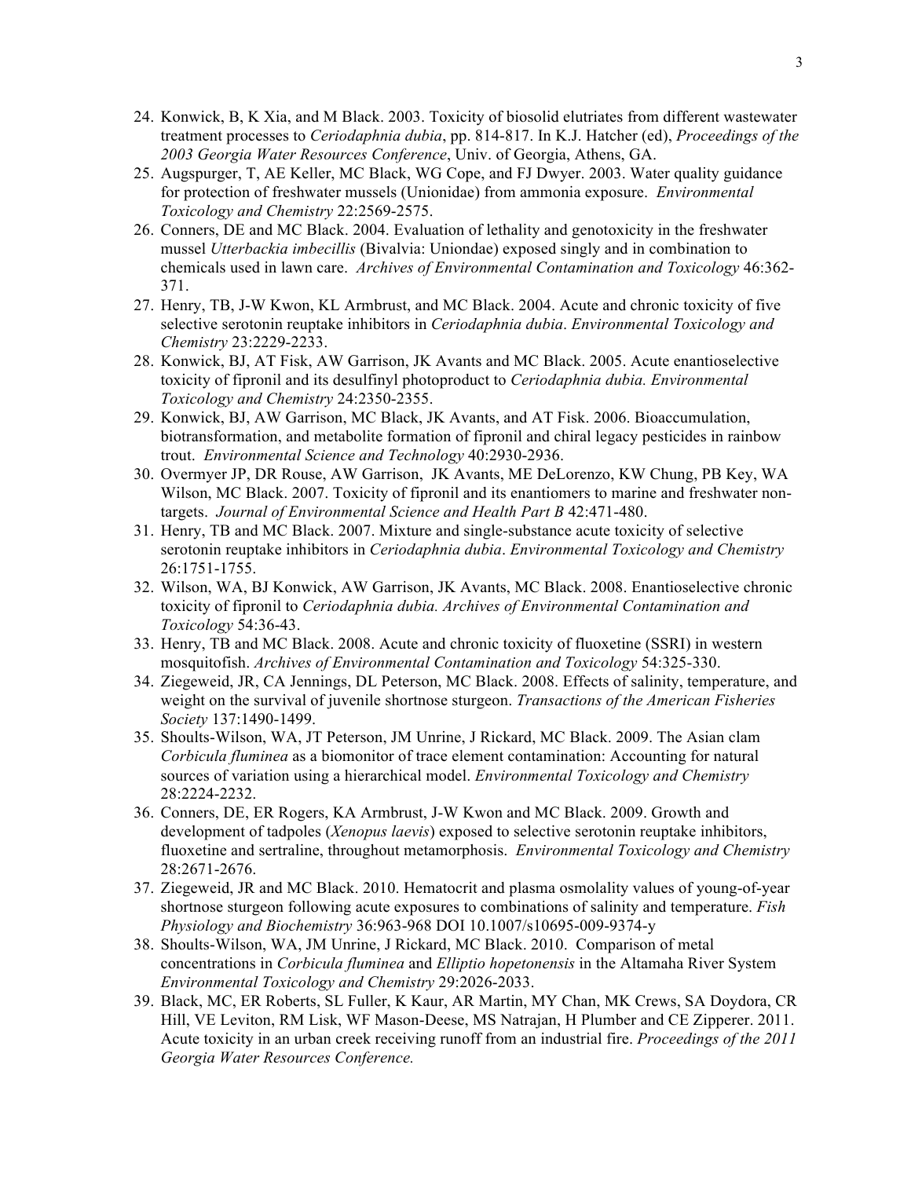24. Konwick, B, K Xia, and M Black. 2003. Toxicity of biosolid elutriates from different wastewater treatment processes to *Ceriodaphnia dubia*, pp. 814-817. In K.J. Hatcher (ed), *Proceedings of the 2003 Georgia Water Resources Conference*, Univ. of Georgia, Athens, GA.
25. Augspurger, T, AE Keller, MC Black, WG Cope, and FJ Dwyer. 2003. Water quality guidance for protection of freshwater mussels (Unionidae) from ammonia exposure. *Environmental Toxicology and Chemistry* 22:2569-2575.
26. Conners, DE and MC Black. 2004. Evaluation of lethality and genotoxicity in the freshwater mussel *Utterbackia imbecillis* (Bivalvia: Uniondae) exposed singly and in combination to chemicals used in lawn care. *Archives of Environmental Contamination and Toxicology* 46:362-371.
27. Henry, TB, J-W Kwon, KL Armbrust, and MC Black. 2004. Acute and chronic toxicity of five selective serotonin reuptake inhibitors in *Ceriodaphnia dubia*. *Environmental Toxicology and Chemistry* 23:2229-2233.
28. Konwick, BJ, AT Fisk, AW Garrison, JK Avants and MC Black. 2005. Acute enantioselective toxicity of fipronil and its desulfinyl photoproduct to *Ceriodaphnia dubia. Environmental Toxicology and Chemistry* 24:2350-2355.
29. Konwick, BJ, AW Garrison, MC Black, JK Avants, and AT Fisk. 2006. Bioaccumulation, biotransformation, and metabolite formation of fipronil and chiral legacy pesticides in rainbow trout. *Environmental Science and Technology* 40:2930-2936.
30. Overmyer JP, DR Rouse, AW Garrison, JK Avants, ME DeLorenzo, KW Chung, PB Key, WA Wilson, MC Black. 2007. Toxicity of fipronil and its enantiomers to marine and freshwater non-targets. *Journal of Environmental Science and Health Part B* 42:471-480.
31. Henry, TB and MC Black. 2007. Mixture and single-substance acute toxicity of selective serotonin reuptake inhibitors in *Ceriodaphnia dubia*. *Environmental Toxicology and Chemistry* 26:1751-1755.
32. Wilson, WA, BJ Konwick, AW Garrison, JK Avants, MC Black. 2008. Enantioselective chronic toxicity of fipronil to *Ceriodaphnia dubia. Archives of Environmental Contamination and Toxicology* 54:36-43.
33. Henry, TB and MC Black. 2008. Acute and chronic toxicity of fluoxetine (SSRI) in western mosquitofish. *Archives of Environmental Contamination and Toxicology* 54:325-330.
34. Ziegeweid, JR, CA Jennings, DL Peterson, MC Black. 2008. Effects of salinity, temperature, and weight on the survival of juvenile shortnose sturgeon. *Transactions of the American Fisheries Society* 137:1490-1499.
35. Shoults-Wilson, WA, JT Peterson, JM Unrine, J Rickard, MC Black. 2009. The Asian clam *Corbicula fluminea* as a biomonitor of trace element contamination: Accounting for natural sources of variation using a hierarchical model. *Environmental Toxicology and Chemistry* 28:2224-2232.
36. Conners, DE, ER Rogers, KA Armbrust, J-W Kwon and MC Black. 2009. Growth and development of tadpoles (*Xenopus laevis*) exposed to selective serotonin reuptake inhibitors, fluoxetine and sertraline, throughout metamorphosis. *Environmental Toxicology and Chemistry* 28:2671-2676.
37. Ziegeweid, JR and MC Black. 2010. Hematocrit and plasma osmolality values of young-of-year shortnose sturgeon following acute exposures to combinations of salinity and temperature. *Fish Physiology and Biochemistry* 36:963-968 DOI 10.1007/s10695-009-9374-y
38. Shoults-Wilson, WA, JM Unrine, J Rickard, MC Black. 2010. Comparison of metal concentrations in *Corbicula fluminea* and *Elliptio hopetonensis* in the Altamaha River System *Environmental Toxicology and Chemistry* 29:2026-2033.
39. Black, MC, ER Roberts, SL Fuller, K Kaur, AR Martin, MY Chan, MK Crews, SA Doydora, CR Hill, VE Leviton, RM Lisk, WF Mason-Deese, MS Natrajan, H Plumber and CE Zipperer. 2011. Acute toxicity in an urban creek receiving runoff from an industrial fire. *Proceedings of the 2011 Georgia Water Resources Conference.*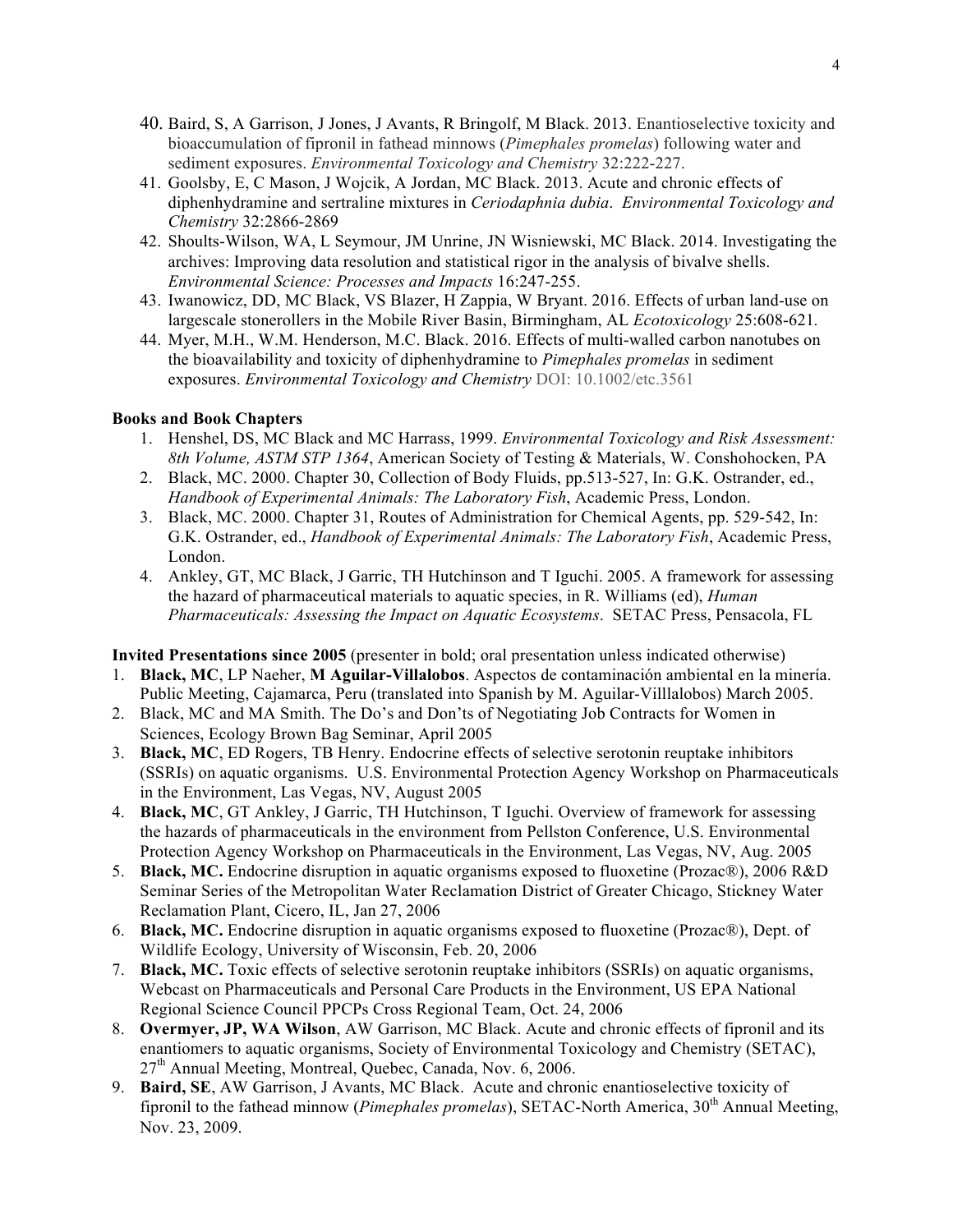40. Baird, S, A Garrison, J Jones, J Avants, R Bringolf, M Black. 2013. Enantioselective toxicity and bioaccumulation of fipronil in fathead minnows (*Pimephales promelas*) following water and sediment exposures. *Environmental Toxicology and Chemistry* 32:222-227.
41. Goolsby, E, C Mason, J Wojcik, A Jordan, MC Black. 2013. Acute and chronic effects of diphenhydramine and sertraline mixtures in *Ceriodaphnia dubia*. *Environmental Toxicology and Chemistry* 32:2866-2869
42. Shoults-Wilson, WA, L Seymour, JM Unrine, JN Wisniewski, MC Black. 2014. Investigating the archives: Improving data resolution and statistical rigor in the analysis of bivalve shells. *Environmental Science: Processes and Impacts* 16:247-255.
43. Iwanowicz, DD, MC Black, VS Blazer, H Zappia, W Bryant. 2016. Effects of urban land-use on largescale stonerollers in the Mobile River Basin, Birmingham, AL *Ecotoxicology* 25:608-621.
44. Myer, M.H., W.M. Henderson, M.C. Black. 2016. Effects of multi-walled carbon nanotubes on the bioavailability and toxicity of diphenhydramine to *Pimephales promelas* in sediment exposures. *Environmental Toxicology and Chemistry* DOI: 10.1002/etc.3561

**Books and Book Chapters**

1. Henshel, DS, MC Black and MC Harrass, 1999. *Environmental Toxicology and Risk Assessment: 8th Volume, ASTM STP 1364*, American Society of Testing & Materials, W. Conshohocken, PA
2. Black, MC. 2000. Chapter 30, Collection of Body Fluids, pp.513-527, In: G.K. Ostrander, ed., *Handbook of Experimental Animals: The Laboratory Fish*, Academic Press, London.
3. Black, MC. 2000. Chapter 31, Routes of Administration for Chemical Agents, pp. 529-542, In: G.K. Ostrander, ed., *Handbook of Experimental Animals: The Laboratory Fish*, Academic Press, London.
4. Ankley, GT, MC Black, J Garric, TH Hutchinson and T Iguchi. 2005. A framework for assessing the hazard of pharmaceutical materials to aquatic species, in R. Williams (ed), *Human Pharmaceuticals: Assessing the Impact on Aquatic Ecosystems*. SETAC Press, Pensacola, FL

**Invited Presentations since 2005** (presenter in bold; oral presentation unless indicated otherwise)

1. **Black, MC**, LP Naeher, **M Aguilar-Villalobos**. Aspectos de contaminación ambiental en la minería. Public Meeting, Cajamarca, Peru (translated into Spanish by M. Aguilar-Villlalobos) March 2005.
2. Black, MC and MA Smith. The Do's and Don'ts of Negotiating Job Contracts for Women in Sciences, Ecology Brown Bag Seminar, April 2005
3. **Black, MC**, ED Rogers, TB Henry. Endocrine effects of selective serotonin reuptake inhibitors (SSRIs) on aquatic organisms. U.S. Environmental Protection Agency Workshop on Pharmaceuticals in the Environment, Las Vegas, NV, August 2005
4. **Black, MC**, GT Ankley, J Garric, TH Hutchinson, T Iguchi. Overview of framework for assessing the hazards of pharmaceuticals in the environment from Pellston Conference, U.S. Environmental Protection Agency Workshop on Pharmaceuticals in the Environment, Las Vegas, NV, Aug. 2005
5. **Black, MC.** Endocrine disruption in aquatic organisms exposed to fluoxetine (Prozac®), 2006 R&D Seminar Series of the Metropolitan Water Reclamation District of Greater Chicago, Stickney Water Reclamation Plant, Cicero, IL, Jan 27, 2006
6. **Black, MC.** Endocrine disruption in aquatic organisms exposed to fluoxetine (Prozac®), Dept. of Wildlife Ecology, University of Wisconsin, Feb. 20, 2006
7. **Black, MC.** Toxic effects of selective serotonin reuptake inhibitors (SSRIs) on aquatic organisms, Webcast on Pharmaceuticals and Personal Care Products in the Environment, US EPA National Regional Science Council PPCPs Cross Regional Team, Oct. 24, 2006
8. **Overmyer, JP, WA Wilson**, AW Garrison, MC Black. Acute and chronic effects of fipronil and its enantiomers to aquatic organisms, Society of Environmental Toxicology and Chemistry (SETAC), 27th Annual Meeting, Montreal, Quebec, Canada, Nov. 6, 2006.
9. **Baird, SE**, AW Garrison, J Avants, MC Black. Acute and chronic enantioselective toxicity of fipronil to the fathead minnow (*Pimephales promelas*), SETAC-North America, 30th Annual Meeting, Nov. 23, 2009.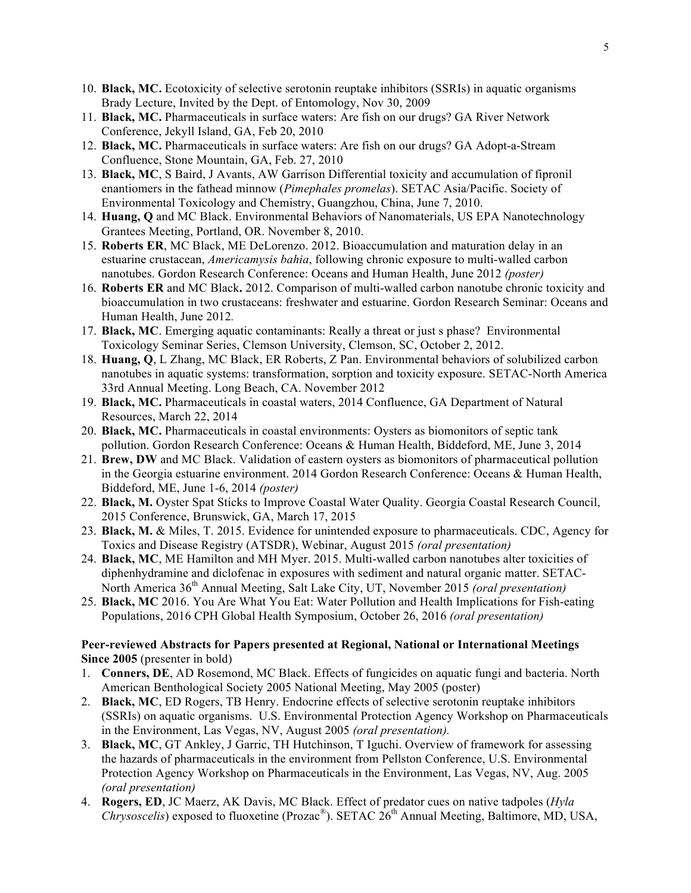10. **Black, MC.** Ecotoxicity of selective serotonin reuptake inhibitors (SSRIs) in aquatic organisms Brady Lecture, Invited by the Dept. of Entomology, Nov 30, 2009
11. **Black, MC.** Pharmaceuticals in surface waters: Are fish on our drugs? GA River Network Conference, Jekyll Island, GA, Feb 20, 2010
12. **Black, MC.** Pharmaceuticals in surface waters: Are fish on our drugs? GA Adopt-a-Stream Confluence, Stone Mountain, GA, Feb. 27, 2010
13. **Black, MC**, S Baird, J Avants, AW Garrison Differential toxicity and accumulation of fipronil enantiomers in the fathead minnow (*Pimephales promelas*). SETAC Asia/Pacific. Society of Environmental Toxicology and Chemistry, Guangzhou, China, June 7, 2010.
14. **Huang, Q** and MC Black. Environmental Behaviors of Nanomaterials, US EPA Nanotechnology Grantees Meeting, Portland, OR. November 8, 2010.
15. **Roberts ER**, MC Black, ME DeLorenzo. 2012. Bioaccumulation and maturation delay in an estuarine crustacean, *Americamysis bahia*, following chronic exposure to multi-walled carbon nanotubes. Gordon Research Conference: Oceans and Human Health, June 2012 *(poster)*
16. **Roberts ER** and MC Black**.** 2012. Comparison of multi-walled carbon nanotube chronic toxicity and bioaccumulation in two crustaceans: freshwater and estuarine. Gordon Research Seminar: Oceans and Human Health, June 2012.
17. **Black, MC**. Emerging aquatic contaminants: Really a threat or just s phase? Environmental Toxicology Seminar Series, Clemson University, Clemson, SC, October 2, 2012.
18. **Huang, Q**, L Zhang, MC Black, ER Roberts, Z Pan. Environmental behaviors of solubilized carbon nanotubes in aquatic systems: transformation, sorption and toxicity exposure. SETAC-North America 33rd Annual Meeting. Long Beach, CA. November 2012
19. **Black, MC.** Pharmaceuticals in coastal waters, 2014 Confluence, GA Department of Natural Resources, March 22, 2014
20. **Black, MC.** Pharmaceuticals in coastal environments: Oysters as biomonitors of septic tank pollution. Gordon Research Conference: Oceans & Human Health, Biddeford, ME, June 3, 2014
21. **Brew, DW** and MC Black. Validation of eastern oysters as biomonitors of pharmaceutical pollution in the Georgia estuarine environment. 2014 Gordon Research Conference: Oceans & Human Health, Biddeford, ME, June 1-6, 2014 *(poster)*
22. **Black, M.** Oyster Spat Sticks to Improve Coastal Water Quality. Georgia Coastal Research Council, 2015 Conference, Brunswick, GA, March 17, 2015
23. **Black, M.** & Miles, T. 2015. Evidence for unintended exposure to pharmaceuticals. CDC, Agency for Toxics and Disease Registry (ATSDR), Webinar, August 2015 *(oral presentation)*
24. **Black, MC**, ME Hamilton and MH Myer. 2015. Multi-walled carbon nanotubes alter toxicities of diphenhydramine and diclofenac in exposures with sediment and natural organic matter. SETAC-North America 36th Annual Meeting, Salt Lake City, UT, November 2015 *(oral presentation)*
25. **Black, MC** 2016. You Are What You Eat: Water Pollution and Health Implications for Fish-eating Populations, 2016 CPH Global Health Symposium, October 26, 2016 *(oral presentation)*

**Peer-reviewed Abstracts for Papers presented at Regional, National or International Meetings Since 2005** (presenter in bold)

1. **Conners, DE**, AD Rosemond, MC Black. Effects of fungicides on aquatic fungi and bacteria. North American Benthological Society 2005 National Meeting, May 2005 (poster)
2. **Black, MC**, ED Rogers, TB Henry. Endocrine effects of selective serotonin reuptake inhibitors (SSRIs) on aquatic organisms. U.S. Environmental Protection Agency Workshop on Pharmaceuticals in the Environment, Las Vegas, NV, August 2005 *(oral presentation).*
3. **Black, MC**, GT Ankley, J Garric, TH Hutchinson, T Iguchi. Overview of framework for assessing the hazards of pharmaceuticals in the environment from Pellston Conference, U.S. Environmental Protection Agency Workshop on Pharmaceuticals in the Environment, Las Vegas, NV, Aug. 2005 *(oral presentation)*
4. **Rogers, ED**, JC Maerz, AK Davis, MC Black. Effect of predator cues on native tadpoles (*Hyla Chrysoscelis*) exposed to fluoxetine (Prozac®). SETAC 26th Annual Meeting, Baltimore, MD, USA,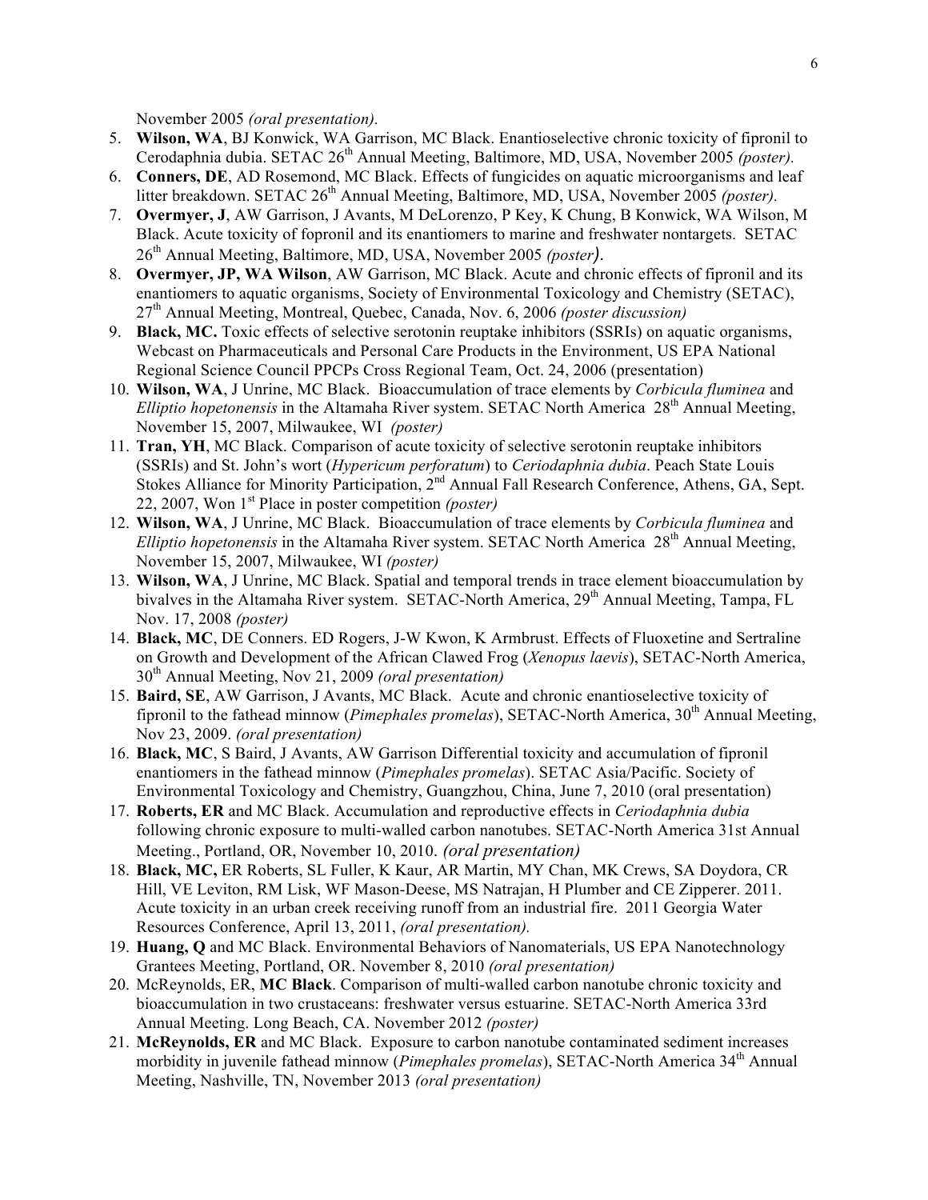November 2005 *(oral presentation).*

5. **Wilson, WA**, BJ Konwick, WA Garrison, MC Black. Enantioselective chronic toxicity of fipronil to Cerodaphnia dubia. SETAC 26th Annual Meeting, Baltimore, MD, USA, November 2005 *(poster).*
6. **Conners, DE**, AD Rosemond, MC Black. Effects of fungicides on aquatic microorganisms and leaf litter breakdown. SETAC 26th Annual Meeting, Baltimore, MD, USA, November 2005 *(poster).*
7. **Overmyer, J**, AW Garrison, J Avants, M DeLorenzo, P Key, K Chung, B Konwick, WA Wilson, M Black. Acute toxicity of fopronil and its enantiomers to marine and freshwater nontargets. SETAC 26th Annual Meeting, Baltimore, MD, USA, November 2005 *(poster).*
8. **Overmyer, JP, WA Wilson**, AW Garrison, MC Black. Acute and chronic effects of fipronil and its enantiomers to aquatic organisms, Society of Environmental Toxicology and Chemistry (SETAC), 27th Annual Meeting, Montreal, Quebec, Canada, Nov. 6, 2006 *(poster discussion)*
9. **Black, MC.** Toxic effects of selective serotonin reuptake inhibitors (SSRIs) on aquatic organisms, Webcast on Pharmaceuticals and Personal Care Products in the Environment, US EPA National Regional Science Council PPCPs Cross Regional Team, Oct. 24, 2006 (presentation)
10. **Wilson, WA**, J Unrine, MC Black. Bioaccumulation of trace elements by *Corbicula fluminea* and *Elliptio hopetonensis* in the Altamaha River system. SETAC North America 28th Annual Meeting, November 15, 2007, Milwaukee, WI *(poster)*
11. **Tran, YH**, MC Black. Comparison of acute toxicity of selective serotonin reuptake inhibitors (SSRIs) and St. John's wort (*Hypericum perforatum*) to *Ceriodaphnia dubia*. Peach State Louis Stokes Alliance for Minority Participation, 2nd Annual Fall Research Conference, Athens, GA, Sept. 22, 2007, Won 1st Place in poster competition *(poster)*
12. **Wilson, WA**, J Unrine, MC Black. Bioaccumulation of trace elements by *Corbicula fluminea* and *Elliptio hopetonensis* in the Altamaha River system. SETAC North America 28th Annual Meeting, November 15, 2007, Milwaukee, WI *(poster)*
13. **Wilson, WA**, J Unrine, MC Black. Spatial and temporal trends in trace element bioaccumulation by bivalves in the Altamaha River system. SETAC-North America, 29th Annual Meeting, Tampa, FL Nov. 17, 2008 *(poster)*
14. **Black, MC**, DE Conners. ED Rogers, J-W Kwon, K Armbrust. Effects of Fluoxetine and Sertraline on Growth and Development of the African Clawed Frog (*Xenopus laevis*), SETAC-North America, 30th Annual Meeting, Nov 21, 2009 *(oral presentation)*
15. **Baird, SE**, AW Garrison, J Avants, MC Black. Acute and chronic enantioselective toxicity of fipronil to the fathead minnow (*Pimephales promelas*), SETAC-North America, 30th Annual Meeting, Nov 23, 2009. *(oral presentation)*
16. **Black, MC**, S Baird, J Avants, AW Garrison Differential toxicity and accumulation of fipronil enantiomers in the fathead minnow (*Pimephales promelas*). SETAC Asia/Pacific. Society of Environmental Toxicology and Chemistry, Guangzhou, China, June 7, 2010 (oral presentation)
17. **Roberts, ER** and MC Black. Accumulation and reproductive effects in *Ceriodaphnia dubia* following chronic exposure to multi-walled carbon nanotubes. SETAC-North America 31st Annual Meeting., Portland, OR, November 10, 2010. *(oral presentation)*
18. **Black, MC,** ER Roberts, SL Fuller, K Kaur, AR Martin, MY Chan, MK Crews, SA Doydora, CR Hill, VE Leviton, RM Lisk, WF Mason-Deese, MS Natrajan, H Plumber and CE Zipperer. 2011. Acute toxicity in an urban creek receiving runoff from an industrial fire. 2011 Georgia Water Resources Conference, April 13, 2011, *(oral presentation).*
19. **Huang, Q** and MC Black. Environmental Behaviors of Nanomaterials, US EPA Nanotechnology Grantees Meeting, Portland, OR. November 8, 2010 *(oral presentation)*
20. McReynolds, ER, **MC Black**. Comparison of multi-walled carbon nanotube chronic toxicity and bioaccumulation in two crustaceans: freshwater versus estuarine. SETAC-North America 33rd Annual Meeting. Long Beach, CA. November 2012 *(poster)*
21. **McReynolds, ER** and MC Black. Exposure to carbon nanotube contaminated sediment increases morbidity in juvenile fathead minnow (*Pimephales promelas*), SETAC-North America 34th Annual Meeting, Nashville, TN, November 2013 *(oral presentation)*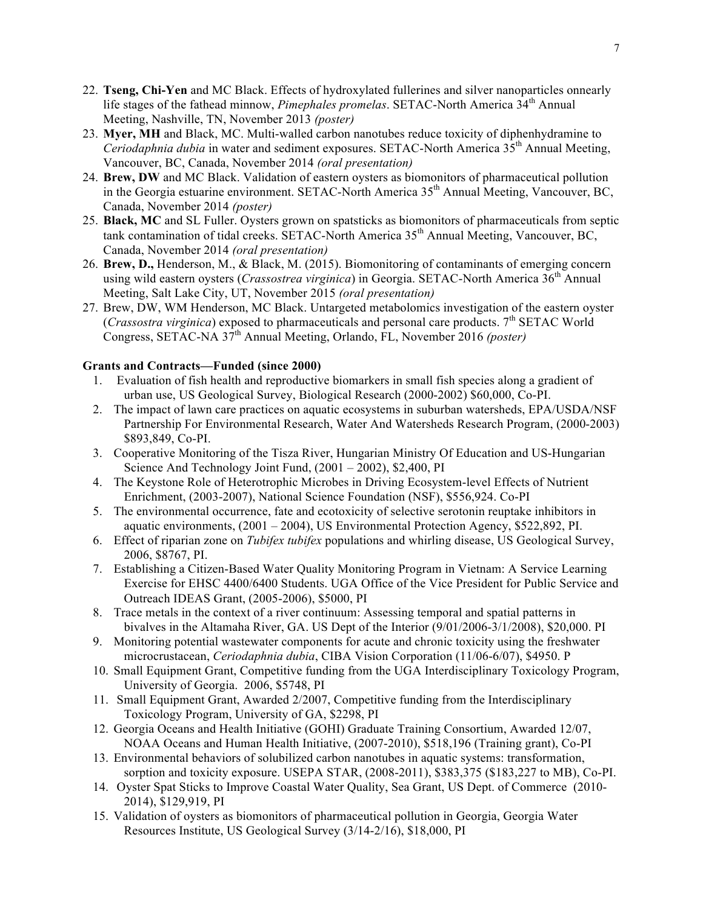22. **Tseng, Chi-Yen** and MC Black. Effects of hydroxylated fullerines and silver nanoparticles onnearly life stages of the fathead minnow, *Pimephales promelas*. SETAC-North America 34th Annual Meeting, Nashville, TN, November 2013 *(poster)*
23. **Myer, MH** and Black, MC. Multi-walled carbon nanotubes reduce toxicity of diphenhydramine to *Ceriodaphnia dubia* in water and sediment exposures. SETAC-North America 35th Annual Meeting, Vancouver, BC, Canada, November 2014 *(oral presentation)*
24. **Brew, DW** and MC Black. Validation of eastern oysters as biomonitors of pharmaceutical pollution in the Georgia estuarine environment. SETAC-North America 35th Annual Meeting, Vancouver, BC, Canada, November 2014 *(poster)*
25. **Black, MC** and SL Fuller. Oysters grown on spatsticks as biomonitors of pharmaceuticals from septic tank contamination of tidal creeks. SETAC-North America 35th Annual Meeting, Vancouver, BC, Canada, November 2014 *(oral presentation)*
26. **Brew, D.,** Henderson, M., & Black, M. (2015). Biomonitoring of contaminants of emerging concern using wild eastern oysters (*Crassostrea virginica*) in Georgia. SETAC-North America 36th Annual Meeting, Salt Lake City, UT, November 2015 *(oral presentation)*
27. Brew, DW, WM Henderson, MC Black. Untargeted metabolomics investigation of the eastern oyster (*Crassostra virginica*) exposed to pharmaceuticals and personal care products. 7th SETAC World Congress, SETAC-NA 37th Annual Meeting, Orlando, FL, November 2016 *(poster)*

**Grants and Contracts—Funded (since 2000)**

1. Evaluation of fish health and reproductive biomarkers in small fish species along a gradient of urban use, US Geological Survey, Biological Research (2000-2002) $60,000, Co-PI.
2. The impact of lawn care practices on aquatic ecosystems in suburban watersheds, EPA/USDA/NSF Partnership For Environmental Research, Water And Watersheds Research Program, (2000-2003) $893,849, Co-PI.
3. Cooperative Monitoring of the Tisza River, Hungarian Ministry Of Education and US-Hungarian Science And Technology Joint Fund, (2001 – 2002), $2,400, PI
4. The Keystone Role of Heterotrophic Microbes in Driving Ecosystem-level Effects of Nutrient Enrichment, (2003-2007), National Science Foundation (NSF), $556,924. Co-PI
5. The environmental occurrence, fate and ecotoxicity of selective serotonin reuptake inhibitors in aquatic environments, (2001 – 2004), US Environmental Protection Agency, $522,892, PI.
6. Effect of riparian zone on *Tubifex tubifex* populations and whirling disease, US Geological Survey, 2006, $8767, PI.
7. Establishing a Citizen-Based Water Quality Monitoring Program in Vietnam: A Service Learning Exercise for EHSC 4400/6400 Students. UGA Office of the Vice President for Public Service and Outreach IDEAS Grant, (2005-2006), $5000, PI
8. Trace metals in the context of a river continuum: Assessing temporal and spatial patterns in bivalves in the Altamaha River, GA. US Dept of the Interior (9/01/2006-3/1/2008), $20,000. PI
9. Monitoring potential wastewater components for acute and chronic toxicity using the freshwater microcrustacean, *Ceriodaphnia dubia*, CIBA Vision Corporation (11/06-6/07), $4950. P
10. Small Equipment Grant, Competitive funding from the UGA Interdisciplinary Toxicology Program, University of Georgia. 2006, $5748, PI
11. Small Equipment Grant, Awarded 2/2007, Competitive funding from the Interdisciplinary Toxicology Program, University of GA, $2298, PI
12. Georgia Oceans and Health Initiative (GOHI) Graduate Training Consortium, Awarded 12/07, NOAA Oceans and Human Health Initiative, (2007-2010), $518,196 (Training grant), Co-PI
13. Environmental behaviors of solubilized carbon nanotubes in aquatic systems: transformation, sorption and toxicity exposure. USEPA STAR, (2008-2011), $383,375 ($183,227 to MB), Co-PI.
14. Oyster Spat Sticks to Improve Coastal Water Quality, Sea Grant, US Dept. of Commerce (2010-2014), $129,919, PI
15. Validation of oysters as biomonitors of pharmaceutical pollution in Georgia, Georgia Water Resources Institute, US Geological Survey (3/14-2/16), $18,000, PI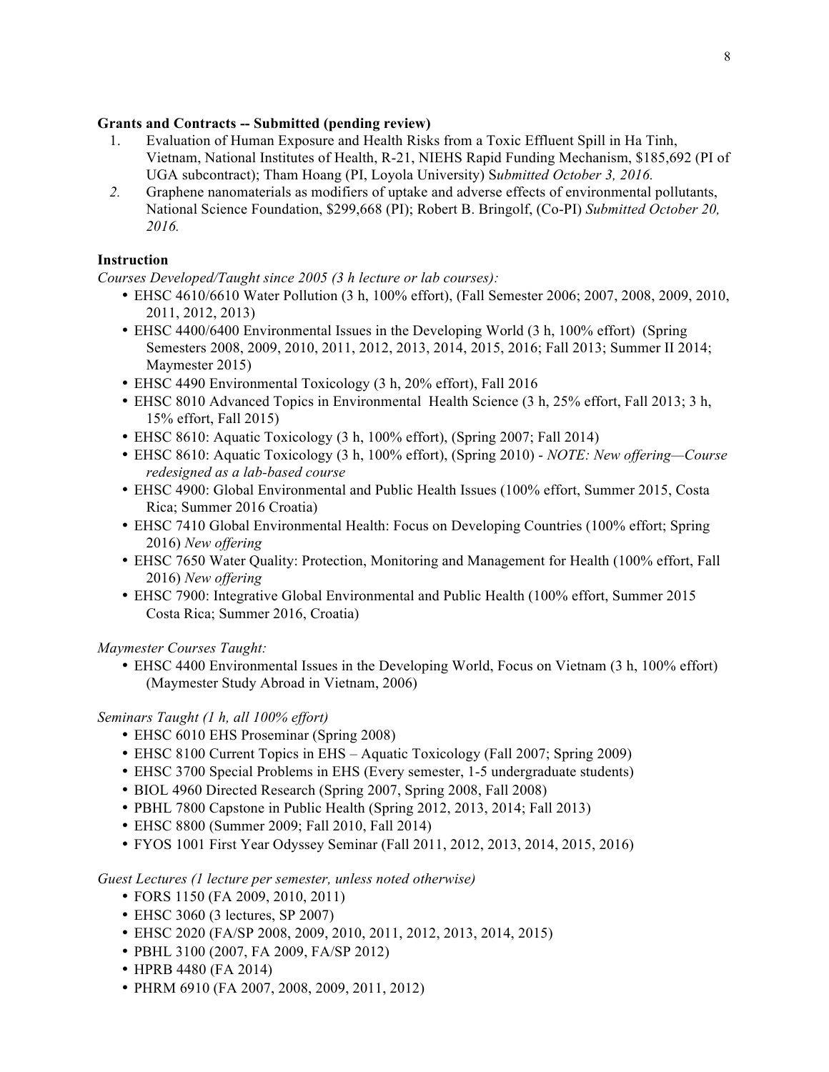**Grants and Contracts -- Submitted (pending review)**

1. Evaluation of Human Exposure and Health Risks from a Toxic Effluent Spill in Ha Tinh, Vietnam, National Institutes of Health, R-21, NIEHS Rapid Funding Mechanism, $185,692 (PI of UGA subcontract); Tham Hoang (PI, Loyola University) S*ubmitted October 3, 2016.*
2. Graphene nanomaterials as modifiers of uptake and adverse effects of environmental pollutants, National Science Foundation, $299,668 (PI); Robert B. Bringolf, (Co-PI) *Submitted October 20, 2016.*

**Instruction**

*Courses Developed/Taught since 2005 (3 h lecture or lab courses):*

- EHSC 4610/6610 Water Pollution (3 h, 100% effort), (Fall Semester 2006; 2007, 2008, 2009, 2010, 2011, 2012, 2013)
- EHSC 4400/6400 Environmental Issues in the Developing World (3 h, 100% effort) (Spring Semesters 2008, 2009, 2010, 2011, 2012, 2013, 2014, 2015, 2016; Fall 2013; Summer II 2014; Maymester 2015)
- EHSC 4490 Environmental Toxicology (3 h, 20% effort), Fall 2016
- EHSC 8010 Advanced Topics in Environmental Health Science (3 h, 25% effort, Fall 2013; 3 h, 15% effort, Fall 2015)
- EHSC 8610: Aquatic Toxicology (3 h, 100% effort), (Spring 2007; Fall 2014)
- EHSC 8610: Aquatic Toxicology (3 h, 100% effort), (Spring 2010) - *NOTE: New offering—Course redesigned as a lab-based course*
- EHSC 4900: Global Environmental and Public Health Issues (100% effort, Summer 2015, Costa Rica; Summer 2016 Croatia)
- EHSC 7410 Global Environmental Health: Focus on Developing Countries (100% effort; Spring 2016) *New offering*
- EHSC 7650 Water Quality: Protection, Monitoring and Management for Health (100% effort, Fall 2016) *New offering*
- EHSC 7900: Integrative Global Environmental and Public Health (100% effort, Summer 2015 Costa Rica; Summer 2016, Croatia)

*Maymester Courses Taught:*

- EHSC 4400 Environmental Issues in the Developing World, Focus on Vietnam (3 h, 100% effort) (Maymester Study Abroad in Vietnam, 2006)

*Seminars Taught (1 h, all 100% effort)*

- EHSC 6010 EHS Proseminar (Spring 2008)
- EHSC 8100 Current Topics in EHS – Aquatic Toxicology (Fall 2007; Spring 2009)
- EHSC 3700 Special Problems in EHS (Every semester, 1-5 undergraduate students)
- BIOL 4960 Directed Research (Spring 2007, Spring 2008, Fall 2008)
- PBHL 7800 Capstone in Public Health (Spring 2012, 2013, 2014; Fall 2013)
- EHSC 8800 (Summer 2009; Fall 2010, Fall 2014)
- FYOS 1001 First Year Odyssey Seminar (Fall 2011, 2012, 2013, 2014, 2015, 2016)

*Guest Lectures (1 lecture per semester, unless noted otherwise)*

- FORS 1150 (FA 2009, 2010, 2011)
- EHSC 3060 (3 lectures, SP 2007)
- EHSC 2020 (FA/SP 2008, 2009, 2010, 2011, 2012, 2013, 2014, 2015)
- PBHL 3100 (2007, FA 2009, FA/SP 2012)
- HPRB 4480 (FA 2014)
- PHRM 6910 (FA 2007, 2008, 2009, 2011, 2012)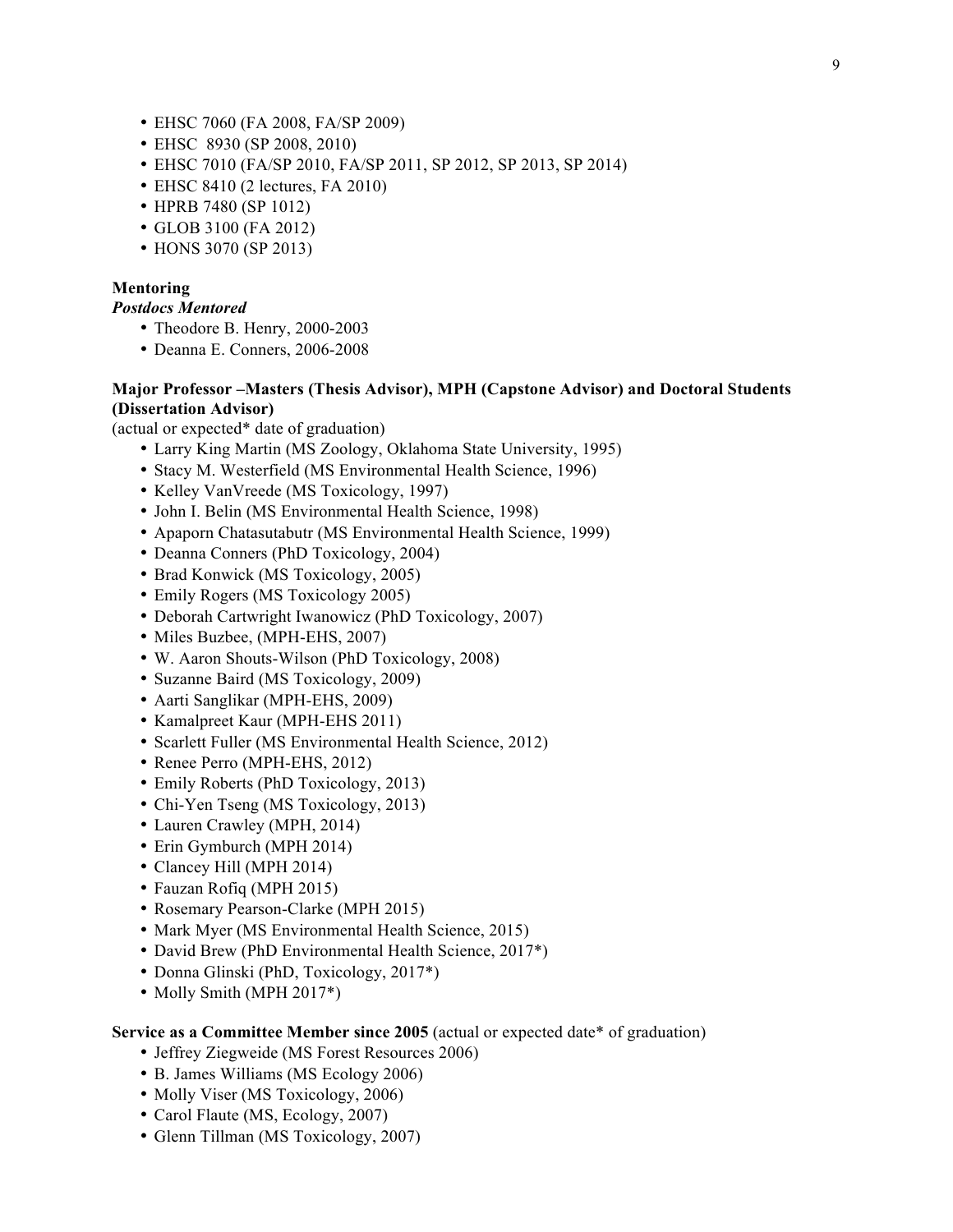- EHSC 7060 (FA 2008, FA/SP 2009)
- EHSC  8930 (SP 2008, 2010)
- EHSC 7010 (FA/SP 2010, FA/SP 2011, SP 2012, SP 2013, SP 2014)
- EHSC 8410 (2 lectures, FA 2010)
- HPRB 7480 (SP 1012)
- GLOB 3100 (FA 2012)
- HONS 3070 (SP 2013)

**Mentoring**

***Postdocs Mentored***

- Theodore B. Henry, 2000-2003
- Deanna E. Conners, 2006-2008

**Major Professor –Masters (Thesis Advisor), MPH (Capstone Advisor) and Doctoral Students (Dissertation Advisor)**

(actual or expected* date of graduation)

- Larry King Martin (MS Zoology, Oklahoma State University, 1995)
- Stacy M. Westerfield (MS Environmental Health Science, 1996)
- Kelley VanVreede (MS Toxicology, 1997)
- John I. Belin (MS Environmental Health Science, 1998)
- Apaporn Chatasutabutr (MS Environmental Health Science, 1999)
- Deanna Conners (PhD Toxicology, 2004)
- Brad Konwick (MS Toxicology, 2005)
- Emily Rogers (MS Toxicology 2005)
- Deborah Cartwright Iwanowicz (PhD Toxicology, 2007)
- Miles Buzbee, (MPH-EHS, 2007)
- W. Aaron Shouts-Wilson (PhD Toxicology, 2008)
- Suzanne Baird (MS Toxicology, 2009)
- Aarti Sanglikar (MPH-EHS, 2009)
- Kamalpreet Kaur (MPH-EHS 2011)
- Scarlett Fuller (MS Environmental Health Science, 2012)
- Renee Perro (MPH-EHS, 2012)
- Emily Roberts (PhD Toxicology, 2013)
- Chi-Yen Tseng (MS Toxicology, 2013)
- Lauren Crawley (MPH, 2014)
- Erin Gymburch (MPH 2014)
- Clancey Hill (MPH 2014)
- Fauzan Rofiq (MPH 2015)
- Rosemary Pearson-Clarke (MPH 2015)
- Mark Myer (MS Environmental Health Science, 2015)
- David Brew (PhD Environmental Health Science, 2017*)
- Donna Glinski (PhD, Toxicology, 2017*)
- Molly Smith (MPH 2017*)

**Service as a Committee Member since 2005** (actual or expected date* of graduation)

- Jeffrey Ziegweide (MS Forest Resources 2006)
- B. James Williams (MS Ecology 2006)
- Molly Viser (MS Toxicology, 2006)
- Carol Flaute (MS, Ecology, 2007)
- Glenn Tillman (MS Toxicology, 2007)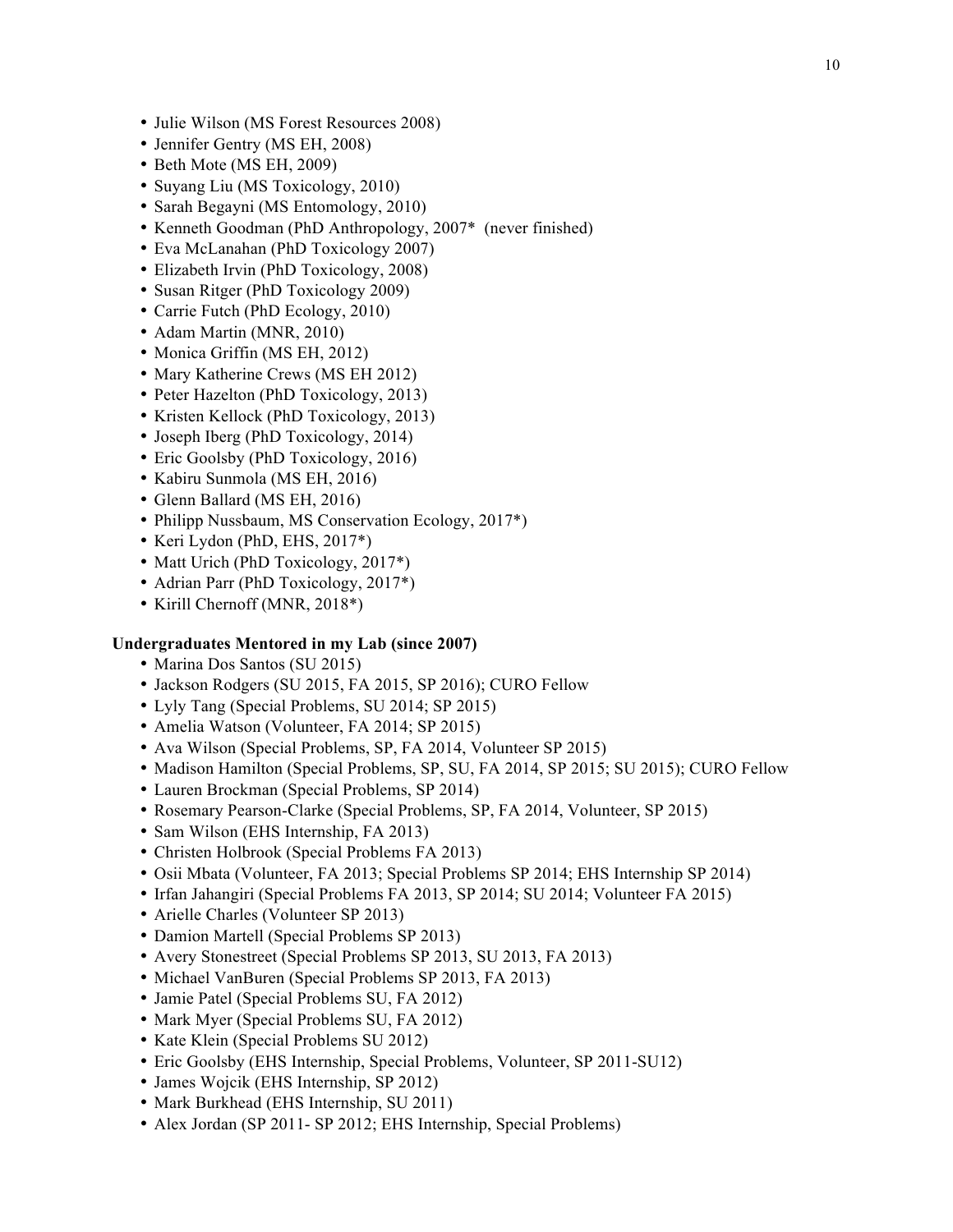- Julie Wilson (MS Forest Resources 2008)
- Jennifer Gentry (MS EH, 2008)
- Beth Mote (MS EH, 2009)
- Suyang Liu (MS Toxicology, 2010)
- Sarah Begayni (MS Entomology, 2010)
- Kenneth Goodman (PhD Anthropology, 2007* (never finished)
- Eva McLanahan (PhD Toxicology 2007)
- Elizabeth Irvin (PhD Toxicology, 2008)
- Susan Ritger (PhD Toxicology 2009)
- Carrie Futch (PhD Ecology, 2010)
- Adam Martin (MNR, 2010)
- Monica Griffin (MS EH, 2012)
- Mary Katherine Crews (MS EH 2012)
- Peter Hazelton (PhD Toxicology, 2013)
- Kristen Kellock (PhD Toxicology, 2013)
- Joseph Iberg (PhD Toxicology, 2014)
- Eric Goolsby (PhD Toxicology, 2016)
- Kabiru Sunmola (MS EH, 2016)
- Glenn Ballard (MS EH, 2016)
- Philipp Nussbaum, MS Conservation Ecology, 2017*)
- Keri Lydon (PhD, EHS, 2017*)
- Matt Urich (PhD Toxicology, 2017*)
- Adrian Parr (PhD Toxicology, 2017*)
- Kirill Chernoff (MNR, 2018*)

**Undergraduates Mentored in my Lab (since 2007)**

- Marina Dos Santos (SU 2015)
- Jackson Rodgers (SU 2015, FA 2015, SP 2016); CURO Fellow
- Lyly Tang (Special Problems, SU 2014; SP 2015)
- Amelia Watson (Volunteer, FA 2014; SP 2015)
- Ava Wilson (Special Problems, SP, FA 2014, Volunteer SP 2015)
- Madison Hamilton (Special Problems, SP, SU, FA 2014, SP 2015; SU 2015); CURO Fellow
- Lauren Brockman (Special Problems, SP 2014)
- Rosemary Pearson-Clarke (Special Problems, SP, FA 2014, Volunteer, SP 2015)
- Sam Wilson (EHS Internship, FA 2013)
- Christen Holbrook (Special Problems FA 2013)
- Osii Mbata (Volunteer, FA 2013; Special Problems SP 2014; EHS Internship SP 2014)
- Irfan Jahangiri (Special Problems FA 2013, SP 2014; SU 2014; Volunteer FA 2015)
- Arielle Charles (Volunteer SP 2013)
- Damion Martell (Special Problems SP 2013)
- Avery Stonestreet (Special Problems SP 2013, SU 2013, FA 2013)
- Michael VanBuren (Special Problems SP 2013, FA 2013)
- Jamie Patel (Special Problems SU, FA 2012)
- Mark Myer (Special Problems SU, FA 2012)
- Kate Klein (Special Problems SU 2012)
- Eric Goolsby (EHS Internship, Special Problems, Volunteer, SP 2011-SU12)
- James Wojcik (EHS Internship, SP 2012)
- Mark Burkhead (EHS Internship, SU 2011)
- Alex Jordan (SP 2011- SP 2012; EHS Internship, Special Problems)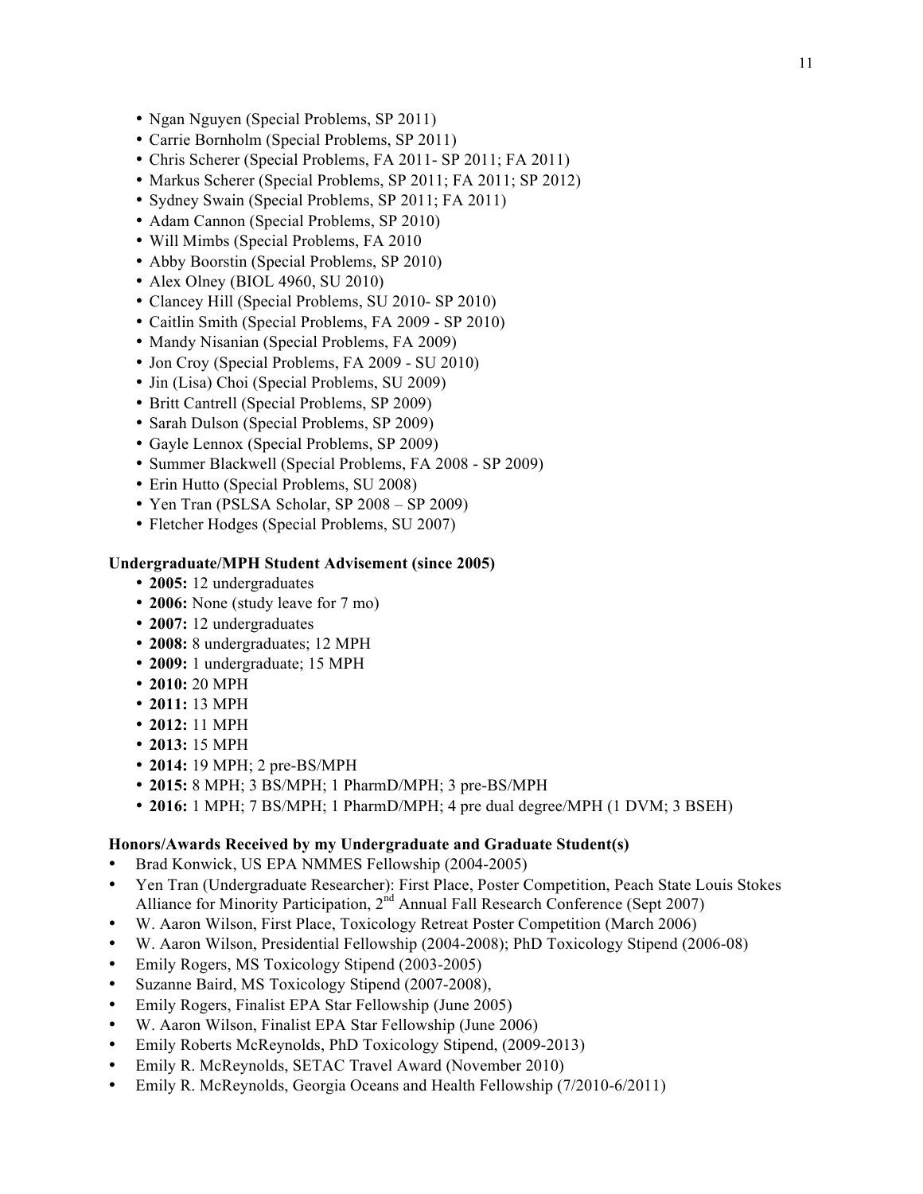- Ngan Nguyen (Special Problems, SP 2011)
- Carrie Bornholm (Special Problems, SP 2011)
- Chris Scherer (Special Problems, FA 2011- SP 2011; FA 2011)
- Markus Scherer (Special Problems, SP 2011; FA 2011; SP 2012)
- Sydney Swain (Special Problems, SP 2011; FA 2011)
- Adam Cannon (Special Problems, SP 2010)
- Will Mimbs (Special Problems, FA 2010
- Abby Boorstin (Special Problems, SP 2010)
- Alex Olney (BIOL 4960, SU 2010)
- Clancey Hill (Special Problems, SU 2010- SP 2010)
- Caitlin Smith (Special Problems, FA 2009 - SP 2010)
- Mandy Nisanian (Special Problems, FA 2009)
- Jon Croy (Special Problems, FA 2009 - SU 2010)
- Jin (Lisa) Choi (Special Problems, SU 2009)
- Britt Cantrell (Special Problems, SP 2009)
- Sarah Dulson (Special Problems, SP 2009)
- Gayle Lennox (Special Problems, SP 2009)
- Summer Blackwell (Special Problems, FA 2008 - SP 2009)
- Erin Hutto (Special Problems, SU 2008)
- Yen Tran (PSLSA Scholar, SP 2008 – SP 2009)
- Fletcher Hodges (Special Problems, SU 2007)

**Undergraduate/MPH Student Advisement (since 2005)**

- **2005:** 12 undergraduates
- **2006:** None (study leave for 7 mo)
- **2007:** 12 undergraduates
- **2008:** 8 undergraduates; 12 MPH
- **2009:** 1 undergraduate; 15 MPH
- **2010:** 20 MPH
- **2011:** 13 MPH
- **2012:** 11 MPH
- **2013:** 15 MPH
- **2014:** 19 MPH; 2 pre-BS/MPH
- **2015:** 8 MPH; 3 BS/MPH; 1 PharmD/MPH; 3 pre-BS/MPH
- **2016:** 1 MPH; 7 BS/MPH; 1 PharmD/MPH; 4 pre dual degree/MPH (1 DVM; 3 BSEH)

**Honors/Awards Received by my Undergraduate and Graduate Student(s)**

- Brad Konwick, US EPA NMMES Fellowship (2004-2005)
- Yen Tran (Undergraduate Researcher): First Place, Poster Competition, Peach State Louis Stokes Alliance for Minority Participation, 2nd Annual Fall Research Conference (Sept 2007)
- W. Aaron Wilson, First Place, Toxicology Retreat Poster Competition (March 2006)
- W. Aaron Wilson, Presidential Fellowship (2004-2008); PhD Toxicology Stipend (2006-08)
- Emily Rogers, MS Toxicology Stipend (2003-2005)
- Suzanne Baird, MS Toxicology Stipend (2007-2008),
- Emily Rogers, Finalist EPA Star Fellowship (June 2005)
- W. Aaron Wilson, Finalist EPA Star Fellowship (June 2006)
- Emily Roberts McReynolds, PhD Toxicology Stipend, (2009-2013)
- Emily R. McReynolds, SETAC Travel Award (November 2010)
- Emily R. McReynolds, Georgia Oceans and Health Fellowship (7/2010-6/2011)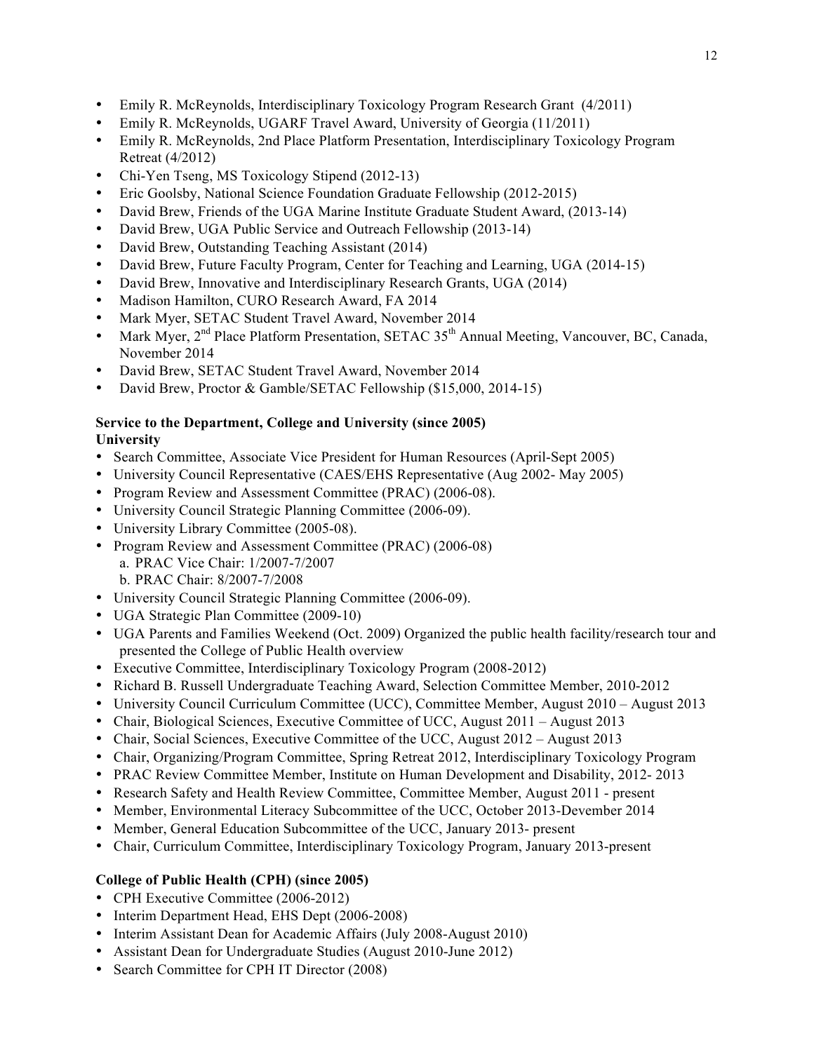- Emily R. McReynolds, Interdisciplinary Toxicology Program Research Grant (4/2011)
- Emily R. McReynolds, UGARF Travel Award, University of Georgia (11/2011)
- Emily R. McReynolds, 2nd Place Platform Presentation, Interdisciplinary Toxicology Program Retreat (4/2012)
- Chi-Yen Tseng, MS Toxicology Stipend (2012-13)
- Eric Goolsby, National Science Foundation Graduate Fellowship (2012-2015)
- David Brew, Friends of the UGA Marine Institute Graduate Student Award, (2013-14)
- David Brew, UGA Public Service and Outreach Fellowship (2013-14)
- David Brew, Outstanding Teaching Assistant (2014)
- David Brew, Future Faculty Program, Center for Teaching and Learning, UGA (2014-15)
- David Brew, Innovative and Interdisciplinary Research Grants, UGA (2014)
- Madison Hamilton, CURO Research Award, FA 2014
- Mark Myer, SETAC Student Travel Award, November 2014
- Mark Myer, 2nd Place Platform Presentation, SETAC 35th Annual Meeting, Vancouver, BC, Canada, November 2014
- David Brew, SETAC Student Travel Award, November 2014
- David Brew, Proctor & Gamble/SETAC Fellowship ($15,000, 2014-15)

**Service to the Department, College and University (since 2005)**
**University**

- Search Committee, Associate Vice President for Human Resources (April-Sept 2005)
- University Council Representative (CAES/EHS Representative (Aug 2002- May 2005)
- Program Review and Assessment Committee (PRAC) (2006-08).
- University Council Strategic Planning Committee (2006-09).
- University Library Committee (2005-08).
- Program Review and Assessment Committee (PRAC) (2006-08)
  a. PRAC Vice Chair: 1/2007-7/2007
  b. PRAC Chair: 8/2007-7/2008
- University Council Strategic Planning Committee (2006-09).
- UGA Strategic Plan Committee (2009-10)
- UGA Parents and Families Weekend (Oct. 2009) Organized the public health facility/research tour and presented the College of Public Health overview
- Executive Committee, Interdisciplinary Toxicology Program (2008-2012)
- Richard B. Russell Undergraduate Teaching Award, Selection Committee Member, 2010-2012
- University Council Curriculum Committee (UCC), Committee Member, August 2010 – August 2013
- Chair, Biological Sciences, Executive Committee of UCC, August 2011 – August 2013
- Chair, Social Sciences, Executive Committee of the UCC, August 2012 – August 2013
- Chair, Organizing/Program Committee, Spring Retreat 2012, Interdisciplinary Toxicology Program
- PRAC Review Committee Member, Institute on Human Development and Disability, 2012- 2013
- Research Safety and Health Review Committee, Committee Member, August 2011 - present
- Member, Environmental Literacy Subcommittee of the UCC, October 2013-Devember 2014
- Member, General Education Subcommittee of the UCC, January 2013- present
- Chair, Curriculum Committee, Interdisciplinary Toxicology Program, January 2013-present

**College of Public Health (CPH) (since 2005)**

- CPH Executive Committee (2006-2012)
- Interim Department Head, EHS Dept (2006-2008)
- Interim Assistant Dean for Academic Affairs (July 2008-August 2010)
- Assistant Dean for Undergraduate Studies (August 2010-June 2012)
- Search Committee for CPH IT Director (2008)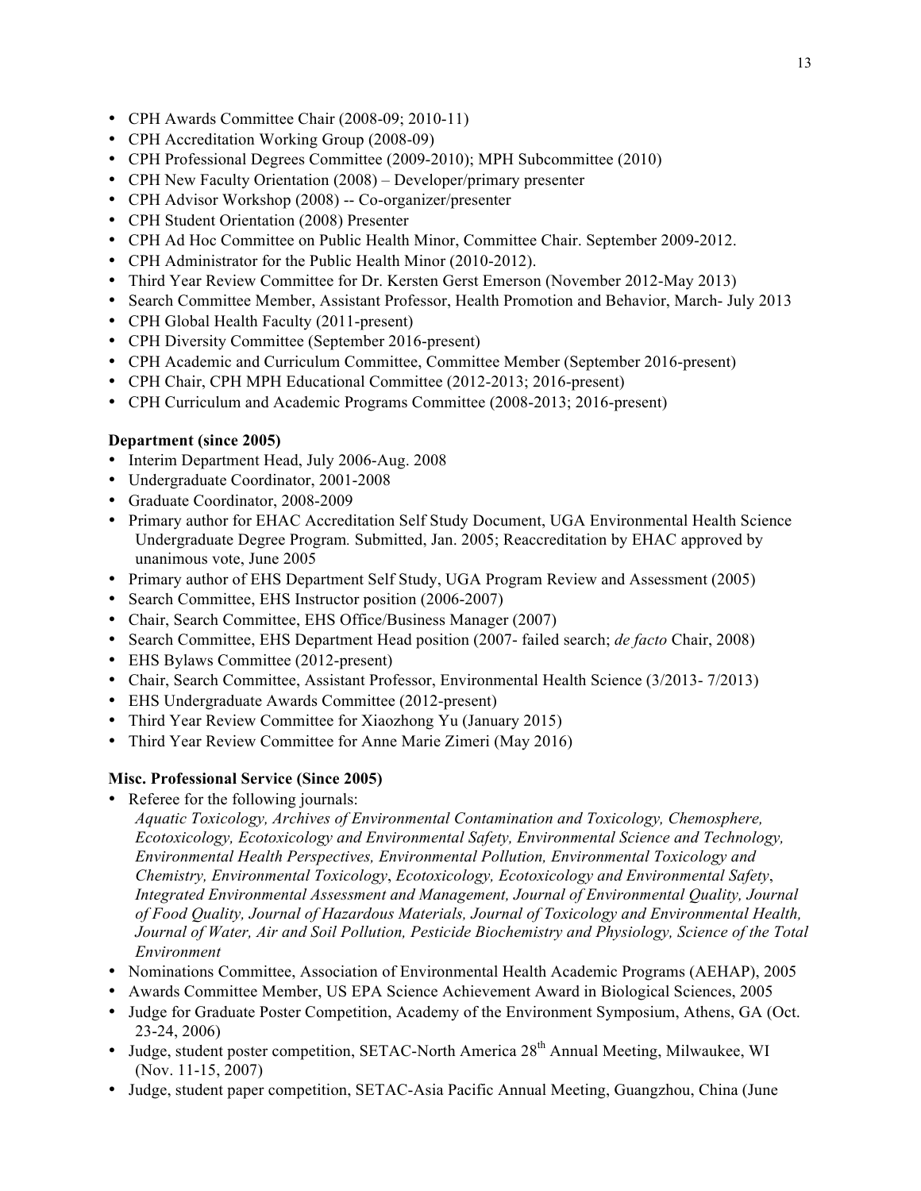- CPH Awards Committee Chair (2008-09; 2010-11)
- CPH Accreditation Working Group (2008-09)
- CPH Professional Degrees Committee (2009-2010); MPH Subcommittee (2010)
- CPH New Faculty Orientation (2008) – Developer/primary presenter
- CPH Advisor Workshop (2008) -- Co-organizer/presenter
- CPH Student Orientation (2008) Presenter
- CPH Ad Hoc Committee on Public Health Minor, Committee Chair. September 2009-2012.
- CPH Administrator for the Public Health Minor (2010-2012).
- Third Year Review Committee for Dr. Kersten Gerst Emerson (November 2012-May 2013)
- Search Committee Member, Assistant Professor, Health Promotion and Behavior, March- July 2013
- CPH Global Health Faculty (2011-present)
- CPH Diversity Committee (September 2016-present)
- CPH Academic and Curriculum Committee, Committee Member (September 2016-present)
- CPH Chair, CPH MPH Educational Committee (2012-2013; 2016-present)
- CPH Curriculum and Academic Programs Committee (2008-2013; 2016-present)

**Department (since 2005)**

- Interim Department Head, July 2006-Aug. 2008
- Undergraduate Coordinator, 2001-2008
- Graduate Coordinator, 2008-2009
- Primary author for EHAC Accreditation Self Study Document, UGA Environmental Health Science Undergraduate Degree Program*.* Submitted, Jan. 2005; Reaccreditation by EHAC approved by unanimous vote, June 2005
- Primary author of EHS Department Self Study, UGA Program Review and Assessment (2005)
- Search Committee, EHS Instructor position (2006-2007)
- Chair, Search Committee, EHS Office/Business Manager (2007)
- Search Committee, EHS Department Head position (2007- failed search; *de facto* Chair, 2008)
- EHS Bylaws Committee (2012-present)
- Chair, Search Committee, Assistant Professor, Environmental Health Science (3/2013- 7/2013)
- EHS Undergraduate Awards Committee (2012-present)
- Third Year Review Committee for Xiaozhong Yu (January 2015)
- Third Year Review Committee for Anne Marie Zimeri (May 2016)

**Misc. Professional Service (Since 2005)**

- Referee for the following journals:
  *Aquatic Toxicology, Archives of Environmental Contamination and Toxicology, Chemosphere, Ecotoxicology, Ecotoxicology and Environmental Safety, Environmental Science and Technology, Environmental Health Perspectives, Environmental Pollution, Environmental Toxicology and Chemistry, Environmental Toxicology*, *Ecotoxicology, Ecotoxicology and Environmental Safety*, *Integrated Environmental Assessment and Management, Journal of Environmental Quality, Journal of Food Quality, Journal of Hazardous Materials, Journal of Toxicology and Environmental Health, Journal of Water, Air and Soil Pollution, Pesticide Biochemistry and Physiology, Science of the Total Environment*
- Nominations Committee, Association of Environmental Health Academic Programs (AEHAP), 2005
- Awards Committee Member, US EPA Science Achievement Award in Biological Sciences, 2005
- Judge for Graduate Poster Competition, Academy of the Environment Symposium, Athens, GA (Oct. 23-24, 2006)
- Judge, student poster competition, SETAC-North America 28th Annual Meeting, Milwaukee, WI (Nov. 11-15, 2007)
- Judge, student paper competition, SETAC-Asia Pacific Annual Meeting, Guangzhou, China (June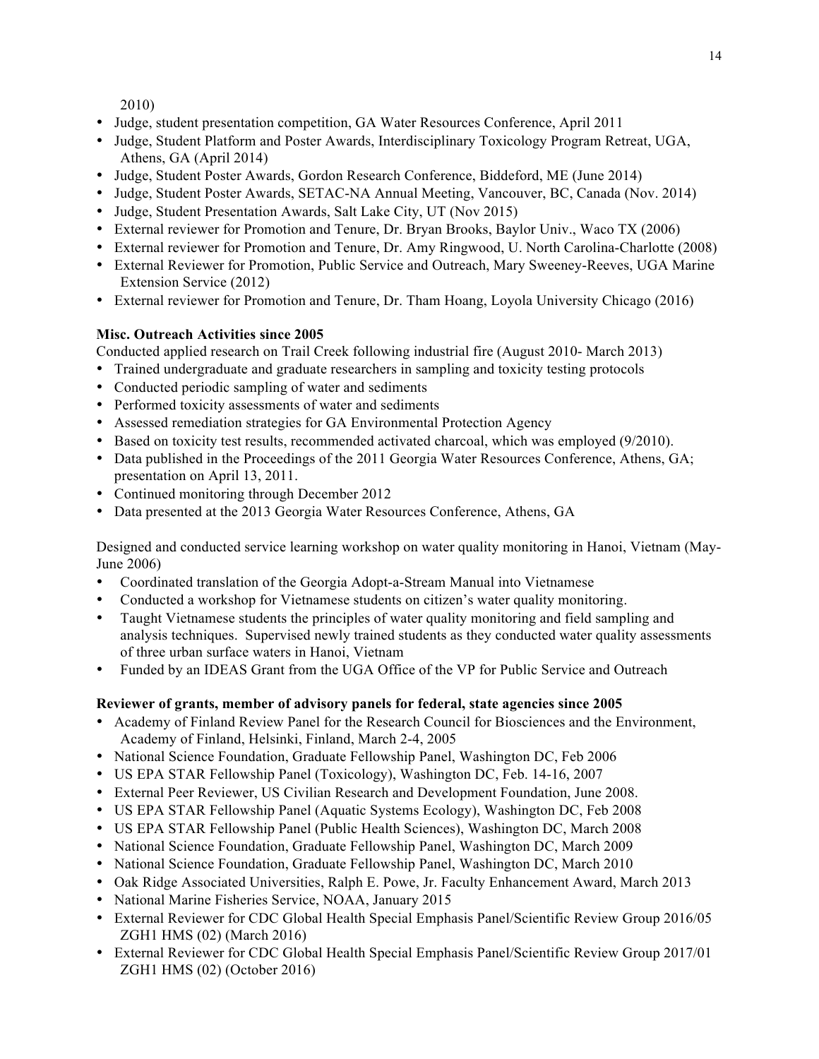2010)

- Judge, student presentation competition, GA Water Resources Conference, April 2011
- Judge, Student Platform and Poster Awards, Interdisciplinary Toxicology Program Retreat, UGA, Athens, GA (April 2014)
- Judge, Student Poster Awards, Gordon Research Conference, Biddeford, ME (June 2014)
- Judge, Student Poster Awards, SETAC-NA Annual Meeting, Vancouver, BC, Canada (Nov. 2014)
- Judge, Student Presentation Awards, Salt Lake City, UT (Nov 2015)
- External reviewer for Promotion and Tenure, Dr. Bryan Brooks, Baylor Univ., Waco TX (2006)
- External reviewer for Promotion and Tenure, Dr. Amy Ringwood, U. North Carolina-Charlotte (2008)
- External Reviewer for Promotion, Public Service and Outreach, Mary Sweeney-Reeves, UGA Marine Extension Service (2012)
- External reviewer for Promotion and Tenure, Dr. Tham Hoang, Loyola University Chicago (2016)

**Misc. Outreach Activities since 2005**

Conducted applied research on Trail Creek following industrial fire (August 2010- March 2013)

- Trained undergraduate and graduate researchers in sampling and toxicity testing protocols
- Conducted periodic sampling of water and sediments
- Performed toxicity assessments of water and sediments
- Assessed remediation strategies for GA Environmental Protection Agency
- Based on toxicity test results, recommended activated charcoal, which was employed (9/2010).
- Data published in the Proceedings of the 2011 Georgia Water Resources Conference, Athens, GA; presentation on April 13, 2011.
- Continued monitoring through December 2012
- Data presented at the 2013 Georgia Water Resources Conference, Athens, GA

Designed and conducted service learning workshop on water quality monitoring in Hanoi, Vietnam (May-June 2006)

- Coordinated translation of the Georgia Adopt-a-Stream Manual into Vietnamese
- Conducted a workshop for Vietnamese students on citizen's water quality monitoring.
- Taught Vietnamese students the principles of water quality monitoring and field sampling and analysis techniques. Supervised newly trained students as they conducted water quality assessments of three urban surface waters in Hanoi, Vietnam
- Funded by an IDEAS Grant from the UGA Office of the VP for Public Service and Outreach

**Reviewer of grants, member of advisory panels for federal, state agencies since 2005**

- Academy of Finland Review Panel for the Research Council for Biosciences and the Environment, Academy of Finland, Helsinki, Finland, March 2-4, 2005
- National Science Foundation, Graduate Fellowship Panel, Washington DC, Feb 2006
- US EPA STAR Fellowship Panel (Toxicology), Washington DC, Feb. 14-16, 2007
- External Peer Reviewer, US Civilian Research and Development Foundation, June 2008.
- US EPA STAR Fellowship Panel (Aquatic Systems Ecology), Washington DC, Feb 2008
- US EPA STAR Fellowship Panel (Public Health Sciences), Washington DC, March 2008
- National Science Foundation, Graduate Fellowship Panel, Washington DC, March 2009
- National Science Foundation, Graduate Fellowship Panel, Washington DC, March 2010
- Oak Ridge Associated Universities, Ralph E. Powe, Jr. Faculty Enhancement Award, March 2013
- National Marine Fisheries Service, NOAA, January 2015
- External Reviewer for CDC Global Health Special Emphasis Panel/Scientific Review Group 2016/05 ZGH1 HMS (02) (March 2016)
- External Reviewer for CDC Global Health Special Emphasis Panel/Scientific Review Group 2017/01 ZGH1 HMS (02) (October 2016)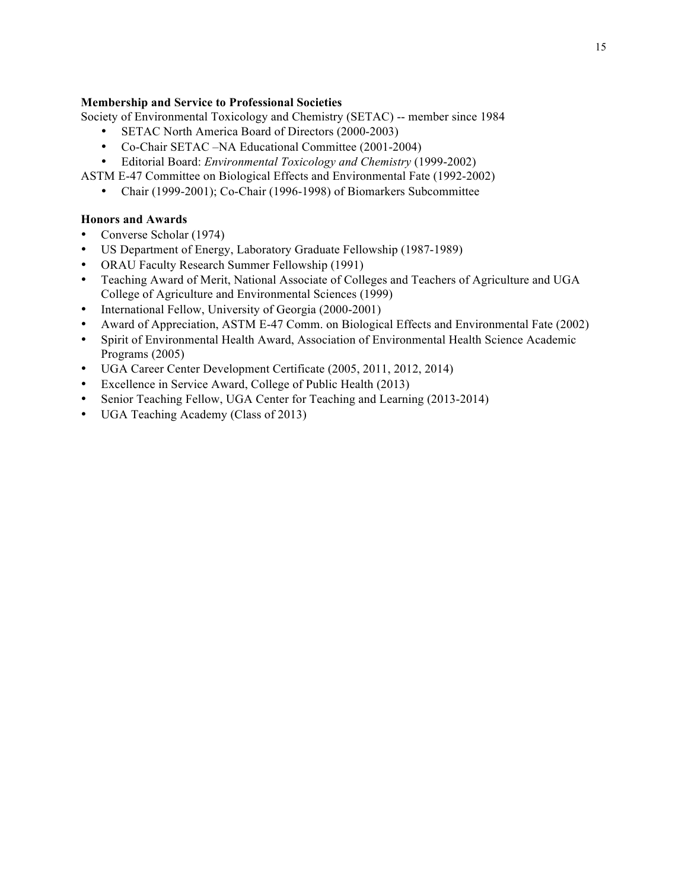**Membership and Service to Professional Societies**

Society of Environmental Toxicology and Chemistry (SETAC) -- member since 1984

- SETAC North America Board of Directors (2000-2003)
- Co-Chair SETAC –NA Educational Committee (2001-2004)
- Editorial Board: *Environmental Toxicology and Chemistry* (1999-2002)

ASTM E-47 Committee on Biological Effects and Environmental Fate (1992-2002)

- Chair (1999-2001); Co-Chair (1996-1998) of Biomarkers Subcommittee

**Honors and Awards**

- Converse Scholar (1974)
- US Department of Energy, Laboratory Graduate Fellowship (1987-1989)
- ORAU Faculty Research Summer Fellowship (1991)
- Teaching Award of Merit, National Associate of Colleges and Teachers of Agriculture and UGA College of Agriculture and Environmental Sciences (1999)
- International Fellow, University of Georgia (2000-2001)
- Award of Appreciation, ASTM E-47 Comm. on Biological Effects and Environmental Fate (2002)
- Spirit of Environmental Health Award, Association of Environmental Health Science Academic Programs (2005)
- UGA Career Center Development Certificate (2005, 2011, 2012, 2014)
- Excellence in Service Award, College of Public Health (2013)
- Senior Teaching Fellow, UGA Center for Teaching and Learning (2013-2014)
- UGA Teaching Academy (Class of 2013)